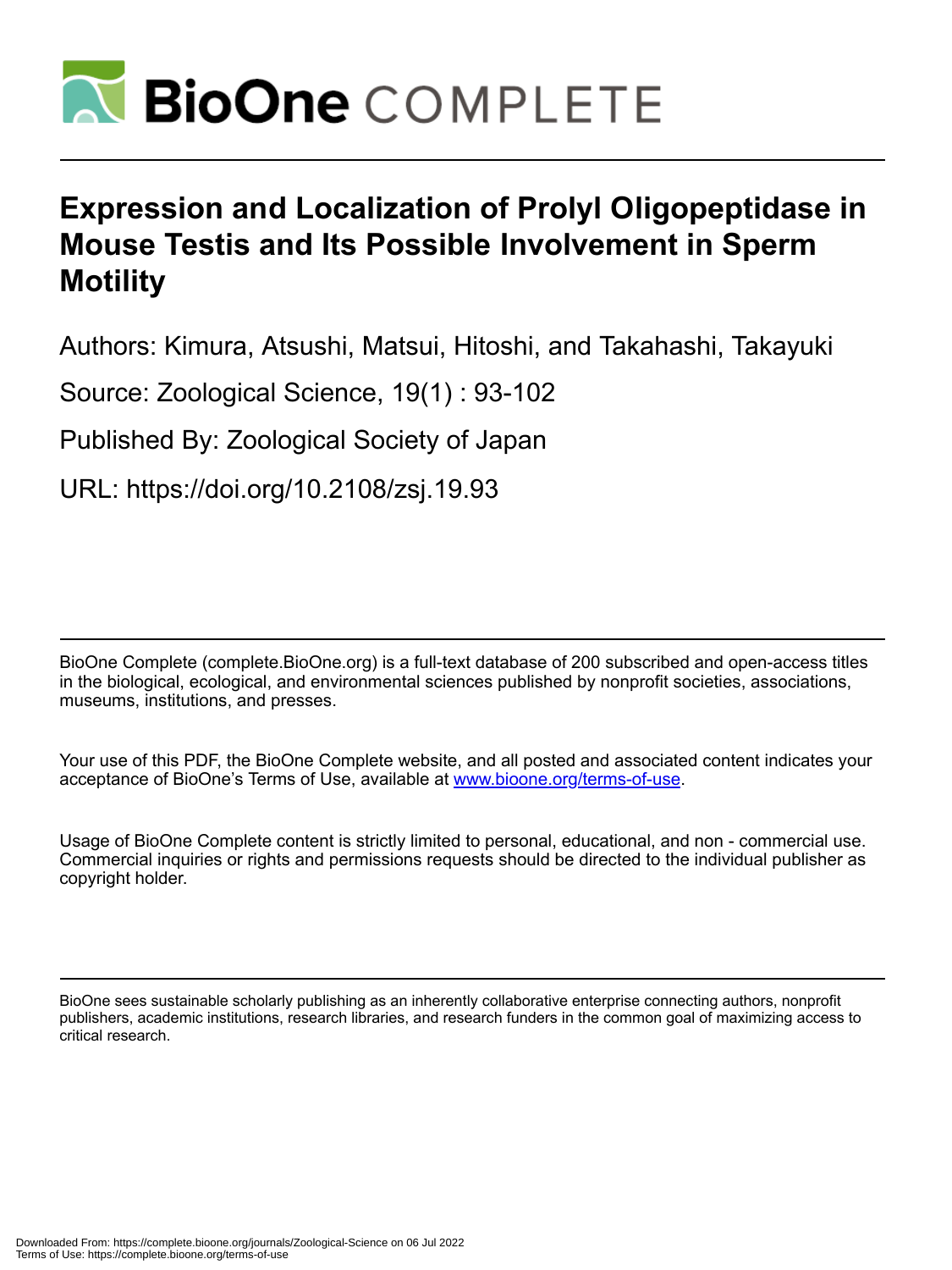# Expression and Localization of Prolyl Oligopeptidase in Mouse Testis and Its Possible Involvement in Sperm Motility

Authors: Kimura, Atsushi, Matsui, Hitoshi, and Takahashi, Takayuki

Source: Zoological Science, 19(1) : 93-102

Published By: Zoological Society of Japan

URL: https://doi.org/10.2108/zsj.19.93

BioOne Complete (complete.BioOne.org) is a full-text database of 200 subscribed and open-access titles in the biological, ecological, and environmental sciences published by nonprofit societies, associations, museums, institutions, and presses.

Your use of this PDF, the BioOne Complete website, and all posted and associated content indicates your acceptance of BioOne's Terms of Use, available at www.bioone.org/terms-of-use.

Usage of BioOne Complete content is strictly limited to personal, educational, and non - commercial use. Commercial inquiries or rights and permissions requests should be directed to the individual publisher as copyright holder.

BioOne sees sustainable scholarly publishing as an inherently collaborative enterprise connecting authors, nonprofit publishers, academic institutions, research libraries, and research funders in the common goal of maximizing access to critical research.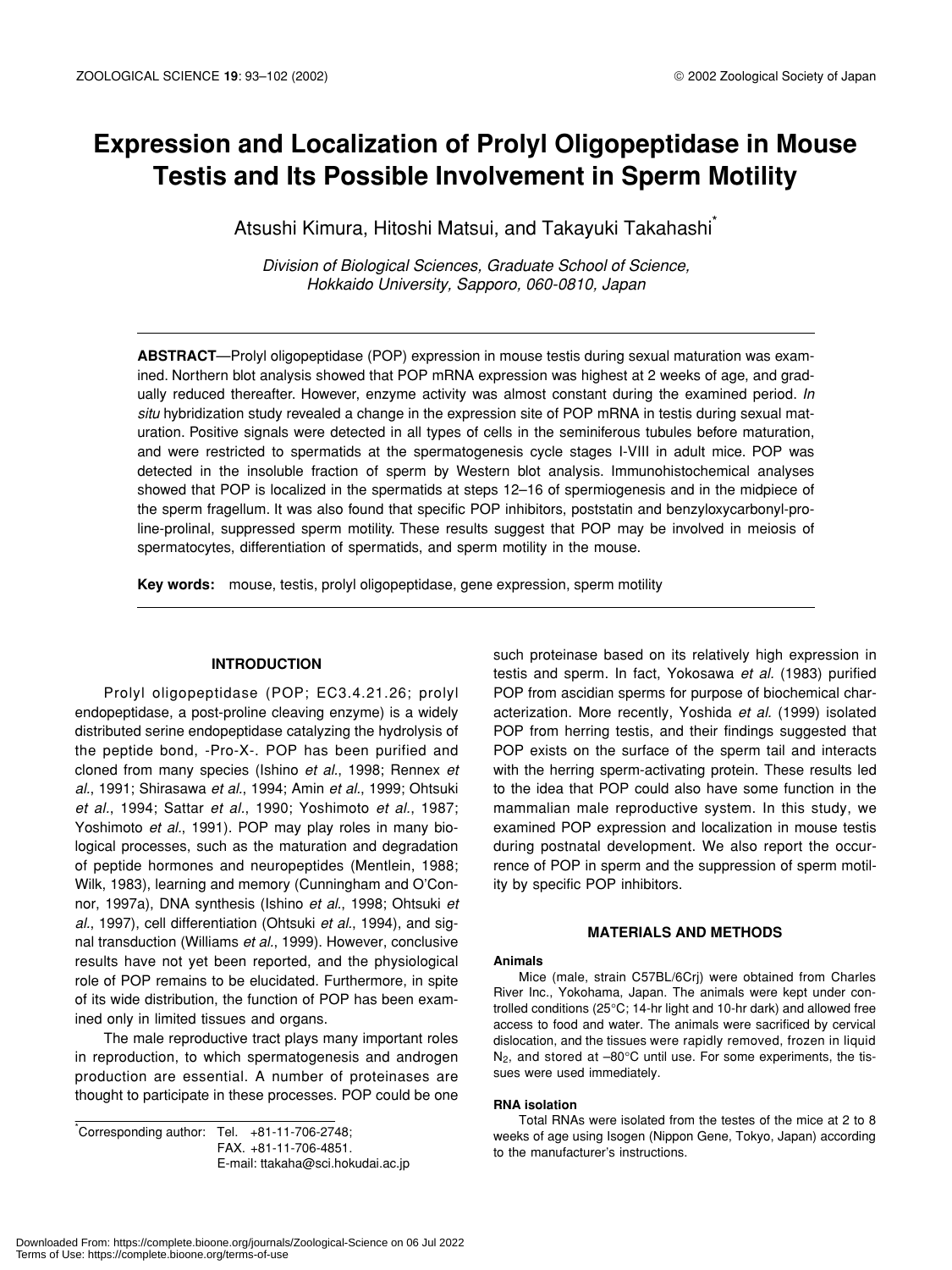# Expression and Localization of Prolyl Oligopeptidase in Mouse Testis and Its Possible Involvement in Sperm Motility

Atsushi Kimura, Hitoshi Matsui, and Takayuki Takahashi*

*Division of Biological Sciences, Graduate School of Science, Hokkaido University, Sapporo, 060-0810, Japan*

**ABSTRACT**—Prolyl oligopeptidase (POP) expression in mouse testis during sexual maturation was examined. Northern blot analysis showed that POP mRNA expression was highest at 2 weeks of age, and gradually reduced thereafter. However, enzyme activity was almost constant during the examined period. *In situ* hybridization study revealed a change in the expression site of POP mRNA in testis during sexual maturation. Positive signals were detected in all types of cells in the seminiferous tubules before maturation, and were restricted to spermatids at the spermatogenesis cycle stages I-VIII in adult mice. POP was detected in the insoluble fraction of sperm by Western blot analysis. Immunohistochemical analyses showed that POP is localized in the spermatids at steps 12–16 of spermiogenesis and in the midpiece of the sperm fragellum. It was also found that specific POP inhibitors, poststatin and benzyloxycarbonyl-proline-prolinal, suppressed sperm motility. These results suggest that POP may be involved in meiosis of spermatocytes, differentiation of spermatids, and sperm motility in the mouse.

**Key words:** mouse, testis, prolyl oligopeptidase, gene expression, sperm motility

## INTRODUCTION

Prolyl oligopeptidase (POP; EC3.4.21.26; prolyl endopeptidase, a post-proline cleaving enzyme) is a widely distributed serine endopeptidase catalyzing the hydrolysis of the peptide bond, -Pro-X-. POP has been purified and cloned from many species (Ishino *et al*., 1998; Rennex *et al*., 1991; Shirasawa *et al*., 1994; Amin *et al*., 1999; Ohtsuki *et al*., 1994; Sattar *et al*., 1990; Yoshimoto *et al*., 1987; Yoshimoto *et al*., 1991). POP may play roles in many biological processes, such as the maturation and degradation of peptide hormones and neuropeptides (Mentlein, 1988; Wilk, 1983), learning and memory (Cunningham and O'Connor, 1997a), DNA synthesis (Ishino *et al*., 1998; Ohtsuki *et al*., 1997), cell differentiation (Ohtsuki *et al*., 1994), and signal transduction (Williams *et al*., 1999). However, conclusive results have not yet been reported, and the physiological role of POP remains to be elucidated. Furthermore, in spite of its wide distribution, the function of POP has been examined only in limited tissues and organs.

The male reproductive tract plays many important roles in reproduction, to which spermatogenesis and androgen production are essential. A number of proteinases are thought to participate in these processes. POP could be one such proteinase based on its relatively high expression in testis and sperm. In fact, Yokosawa *et al.* (1983) purified POP from ascidian sperms for purpose of biochemical characterization. More recently, Yoshida *et al.* (1999) isolated POP from herring testis, and their findings suggested that POP exists on the surface of the sperm tail and interacts with the herring sperm-activating protein. These results led to the idea that POP could also have some function in the mammalian male reproductive system. In this study, we examined POP expression and localization in mouse testis during postnatal development. We also report the occurrence of POP in sperm and the suppression of sperm motility by specific POP inhibitors.

## MATERIALS AND METHODS

### Animals

Mice (male, strain C57BL/6Crj) were obtained from Charles River Inc., Yokohama, Japan. The animals were kept under controlled conditions (25°C; 14-hr light and 10-hr dark) and allowed free access to food and water. The animals were sacrificed by cervical dislocation, and the tissues were rapidly removed, frozen in liquid $N_2$, and stored at –80°C until use. For some experiments, the tissues were used immediately.

### RNA isolation

Total RNAs were isolated from the testes of the mice at 2 to 8 weeks of age using Isogen (Nippon Gene, Tokyo, Japan) according to the manufacturer's instructions.

*Corresponding author: Tel. +81-11-706-2748; FAX. +81-11-706-4851. E-mail: ttakaha@sci.hokudai.ac.jp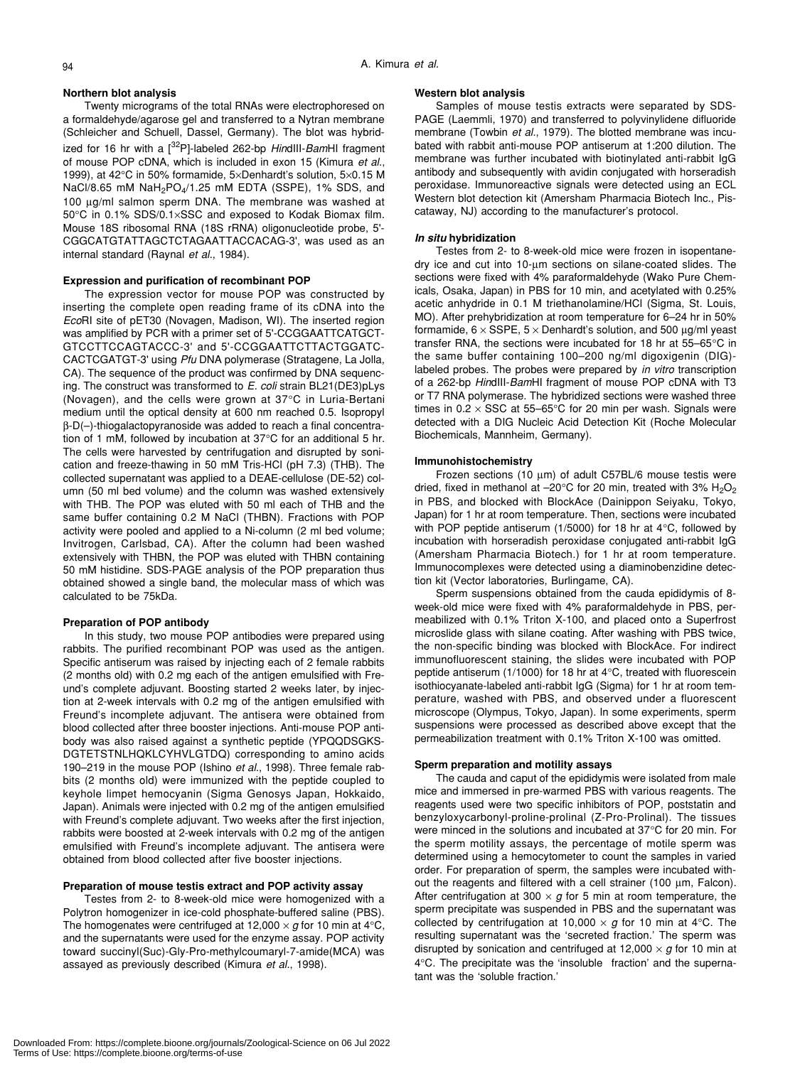### Northern blot analysis

Twenty micrograms of the total RNAs were electrophoresed on a formaldehyde/agarose gel and transferred to a Nytran membrane (Schleicher and Schuell, Dassel, Germany). The blot was hybridized for 16 hr with a [$^{32}$P]-labeled 262-bp *Hin*dIII-*Bam*HI fragment of mouse POP cDNA, which is included in exon 15 (Kimura *et al.*, 1999), at 42°C in 50% formamide, 5×Denhardt's solution, 5×0.15 M NaCl/8.65 mM $NaH_2PO_4$/1.25 mM EDTA (SSPE), 1% SDS, and 100 μg/ml salmon sperm DNA. The membrane was washed at 50°C in 0.1% SDS/0.1×SSC and exposed to Kodak Biomax film. Mouse 18S ribosomal RNA (18S rRNA) oligonucleotide probe, 5'-CGGCATGTATTAGCTCTAGAATTACCACAG-3', was used as an internal standard (Raynal *et al.*, 1984).

### Expression and purification of recombinant POP

The expression vector for mouse POP was constructed by inserting the complete open reading frame of its cDNA into the *Eco*RI site of pET30 (Novagen, Madison, WI). The inserted region was amplified by PCR with a primer set of 5'-CCGGAATTCATGCTGTCCTTCCAGTACCC-3' and 5'-CCGGAATTCTTACTGGATCCACTCGATGT-3' using *Pfu* DNA polymerase (Stratagene, La Jolla, CA). The sequence of the product was confirmed by DNA sequencing. The construct was transformed to *E. coli* strain BL21(DE3)pLys (Novagen), and the cells were grown at 37°C in Luria-Bertani medium until the optical density at 600 nm reached 0.5. Isopropyl β-D(–)-thiogalactopyranoside was added to reach a final concentration of 1 mM, followed by incubation at 37°C for an additional 5 hr. The cells were harvested by centrifugation and disrupted by sonication and freeze-thawing in 50 mM Tris-HCl (pH 7.3) (THB). The collected supernatant was applied to a DEAE-cellulose (DE-52) column (50 ml bed volume) and the column was washed extensively with THB. The POP was eluted with 50 ml each of THB and the same buffer containing 0.2 M NaCl (THBN). Fractions with POP activity were pooled and applied to a Ni-column (2 ml bed volume; Invitrogen, Carlsbad, CA). After the column had been washed extensively with THBN, the POP was eluted with THBN containing 50 mM histidine. SDS-PAGE analysis of the POP preparation thus obtained showed a single band, the molecular mass of which was calculated to be 75kDa.

### Preparation of POP antibody

In this study, two mouse POP antibodies were prepared using rabbits. The purified recombinant POP was used as the antigen. Specific antiserum was raised by injecting each of 2 female rabbits (2 months old) with 0.2 mg each of the antigen emulsified with Freund's complete adjuvant. Boosting started 2 weeks later, by injection at 2-week intervals with 0.2 mg of the antigen emulsified with Freund's incomplete adjuvant. The antisera were obtained from blood collected after three booster injections. Anti-mouse POP antibody was also raised against a synthetic peptide (YPQQDSGKSDGTETSTNLHQKLCYHVLGTDQ) corresponding to amino acids 190–219 in the mouse POP (Ishino *et al.*, 1998). Three female rabbits (2 months old) were immunized with the peptide coupled to keyhole limpet hemocyanin (Sigma Genosys Japan, Hokkaido, Japan). Animals were injected with 0.2 mg of the antigen emulsified with Freund's complete adjuvant. Two weeks after the first injection, rabbits were boosted at 2-week intervals with 0.2 mg of the antigen emulsified with Freund's incomplete adjuvant. The antisera were obtained from blood collected after five booster injections.

### Preparation of mouse testis extract and POP activity assay

Testes from 2- to 8-week-old mice were homogenized with a Polytron homogenizer in ice-cold phosphate-buffered saline (PBS). The homogenates were centrifuged at 12,000 × *g* for 10 min at 4°C, and the supernatants were used for the enzyme assay. POP activity toward succinyl(Suc)-Gly-Pro-methylcoumaryl-7-amide(MCA) was assayed as previously described (Kimura *et al.*, 1998).

### Western blot analysis

Samples of mouse testis extracts were separated by SDS-PAGE (Laemmli, 1970) and transferred to polyvinylidene difluoride membrane (Towbin *et al.*, 1979). The blotted membrane was incubated with rabbit anti-mouse POP antiserum at 1:200 dilution. The membrane was further incubated with biotinylated anti-rabbit IgG antibody and subsequently with avidin conjugated with horseradish peroxidase. Immunoreactive signals were detected using an ECL Western blot detection kit (Amersham Pharmacia Biotech Inc., Piscataway, NJ) according to the manufacturer's protocol.

### *In situ* hybridization

Testes from 2- to 8-week-old mice were frozen in isopentane-dry ice and cut into 10-μm sections on silane-coated slides. The sections were fixed with 4% paraformaldehyde (Wako Pure Chemicals, Osaka, Japan) in PBS for 10 min, and acetylated with 0.25% acetic anhydride in 0.1 M triethanolamine/HCl (Sigma, St. Louis, MO). After prehybridization at room temperature for 6–24 hr in 50% formamide, 6 × SSPE, 5 × Denhardt's solution, and 500 μg/ml yeast transfer RNA, the sections were incubated for 18 hr at 55–65°C in the same buffer containing 100–200 ng/ml digoxigenin (DIG)-labeled probes. The probes were prepared by *in vitro* transcription of a 262-bp *Hin*dIII-*Bam*HI fragment of mouse POP cDNA with T3 or T7 RNA polymerase. The hybridized sections were washed three times in 0.2 × SSC at 55–65°C for 20 min per wash. Signals were detected with a DIG Nucleic Acid Detection Kit (Roche Molecular Biochemicals, Mannheim, Germany).

### Immunohistochemistry

Frozen sections (10 μm) of adult C57BL/6 mouse testis were dried, fixed in methanol at –20°C for 20 min, treated with 3% $H_2O_2$ in PBS, and blocked with BlockAce (Dainippon Seiyaku, Tokyo, Japan) for 1 hr at room temperature. Then, sections were incubated with POP peptide antiserum (1/5000) for 18 hr at 4°C, followed by incubation with horseradish peroxidase conjugated anti-rabbit IgG (Amersham Pharmacia Biotech.) for 1 hr at room temperature. Immunocomplexes were detected using a diaminobenzidine detection kit (Vector laboratories, Burlingame, CA).

Sperm suspensions obtained from the cauda epididymis of 8-week-old mice were fixed with 4% paraformaldehyde in PBS, permeabilized with 0.1% Triton X-100, and placed onto a Superfrost microslide glass with silane coating. After washing with PBS twice, the non-specific binding was blocked with BlockAce. For indirect immunofluorescent staining, the slides were incubated with POP peptide antiserum (1/1000) for 18 hr at 4°C, treated with fluorescein isothiocyanate-labeled anti-rabbit IgG (Sigma) for 1 hr at room temperature, washed with PBS, and observed under a fluorescent microscope (Olympus, Tokyo, Japan). In some experiments, sperm suspensions were processed as described above except that the permeabilization treatment with 0.1% Triton X-100 was omitted.

### Sperm preparation and motility assays

The cauda and caput of the epididymis were isolated from male mice and immersed in pre-warmed PBS with various reagents. The reagents used were two specific inhibitors of POP, poststatin and benzyloxycarbonyl-proline-prolinal (Z-Pro-Prolinal). The tissues were minced in the solutions and incubated at 37°C for 20 min. For the sperm motility assays, the percentage of motile sperm was determined using a hemocytometer to count the samples in varied order. For preparation of sperm, the samples were incubated without the reagents and filtered with a cell strainer (100 μm, Falcon). After centrifugation at 300 × *g* for 5 min at room temperature, the sperm precipitate was suspended in PBS and the supernatant was collected by centrifugation at 10,000 × *g* for 10 min at 4°C. The resulting supernatant was the 'secreted fraction.' The sperm was disrupted by sonication and centrifuged at 12,000 × *g* for 10 min at 4°C. The precipitate was the 'insoluble fraction' and the supernatant was the 'soluble fraction.'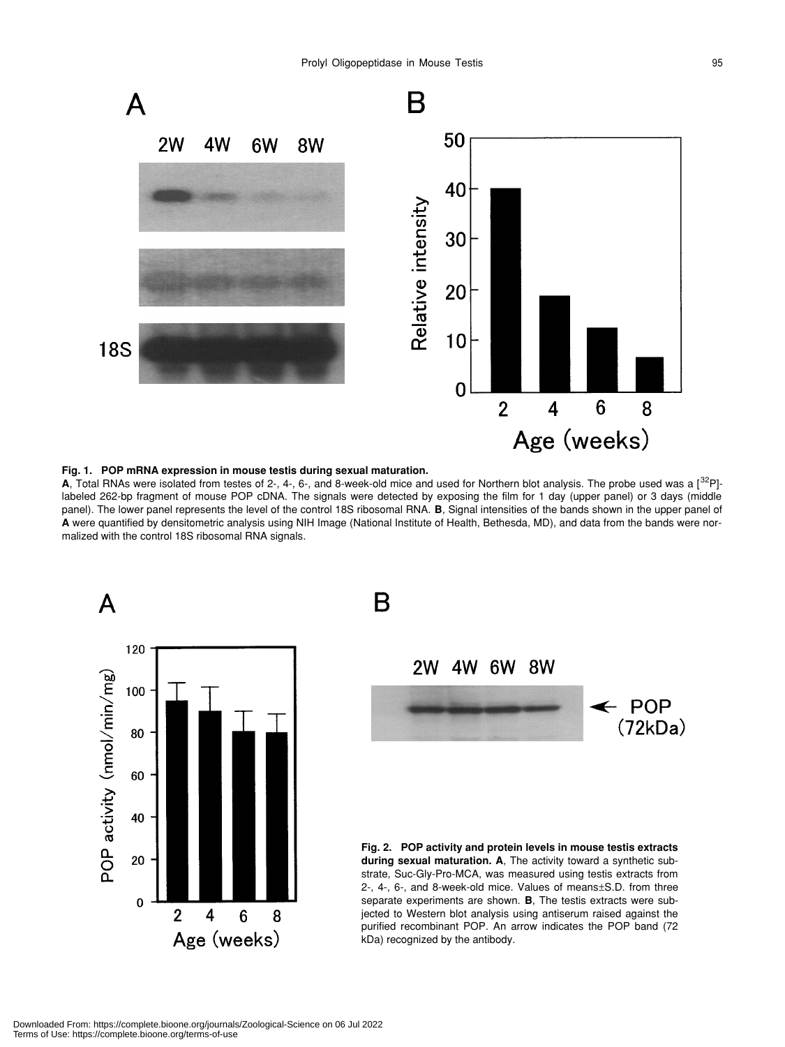**Fig. 1. POP mRNA expression in mouse testis during sexual maturation.**
**A**, Total RNAs were isolated from testes of 2-, 4-, 6-, and 8-week-old mice and used for Northern blot analysis. The probe used was a [$^{32}$P]-labeled 262-bp fragment of mouse POP cDNA. The signals were detected by exposing the film for 1 day (upper panel) or 3 days (middle panel). The lower panel represents the level of the control 18S ribosomal RNA. **B**, Signal intensities of the bands shown in the upper panel of **A** were quantified by densitometric analysis using NIH Image (National Institute of Health, Bethesda, MD), and data from the bands were normalized with the control 18S ribosomal RNA signals.

**Fig. 2. POP activity and protein levels in mouse testis extracts during sexual maturation.** **A**, The activity toward a synthetic substrate, Suc-Gly-Pro-MCA, was measured using testis extracts from 2-, 4-, 6-, and 8-week-old mice. Values of means±S.D. from three separate experiments are shown. **B**, The testis extracts were subjected to Western blot analysis using antiserum raised against the purified recombinant POP. An arrow indicates the POP band (72 kDa) recognized by the antibody.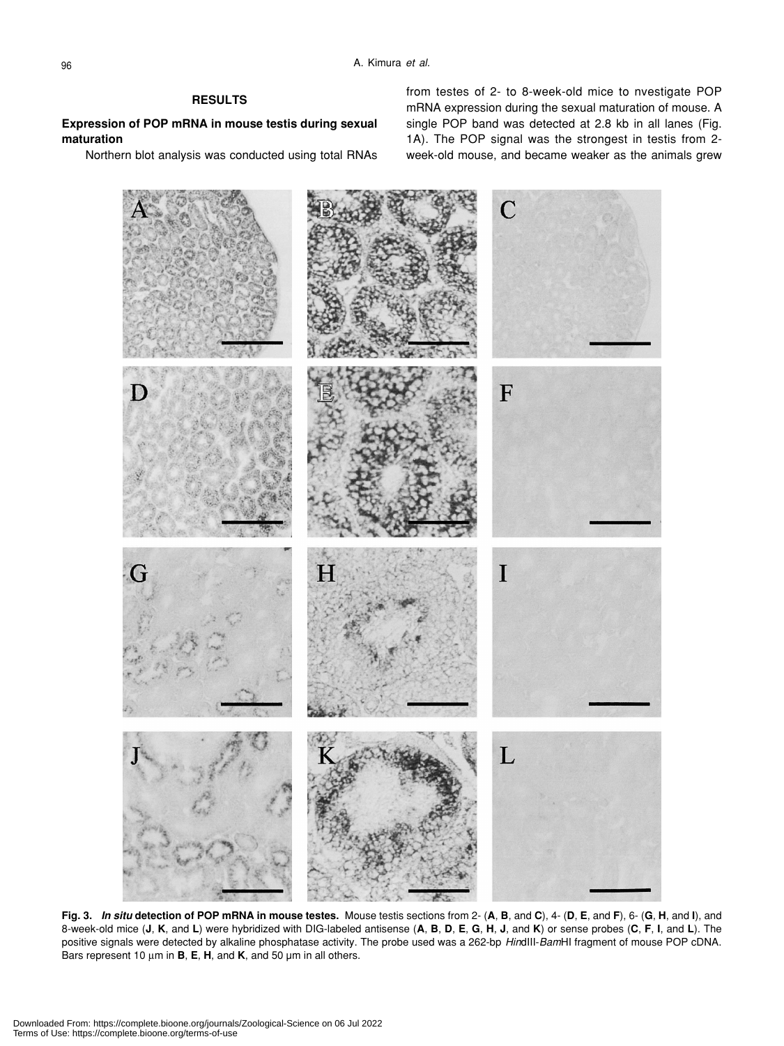## RESULTS

### Expression of POP mRNA in mouse testis during sexual maturation

Northern blot analysis was conducted using total RNAs from testes of 2- to 8-week-old mice to nvestigate POP mRNA expression during the sexual maturation of mouse. A single POP band was detected at 2.8 kb in all lanes (Fig. 1A). The POP signal was the strongest in testis from 2-week-old mouse, and became weaker as the animals grew

**Fig. 3.** ***In situ*** **detection of POP mRNA in mouse testes.** Mouse testis sections from 2- (**A**, **B**, and **C**), 4- (**D**, **E**, and **F**), 6- (**G**, **H**, and **I**), and 8-week-old mice (**J**, **K**, and **L**) were hybridized with DIG-labeled antisense (**A**, **B**, **D**, **E**, **G**, **H**, **J**, and **K**) or sense probes (**C**, **F**, **I**, and **L**). The positive signals were detected by alkaline phosphatase activity. The probe used was a 262-bp *Hin*dIII-*Bam*HI fragment of mouse POP cDNA. Bars represent 10 µm in **B**, **E**, **H**, and **K**, and 50 µm in all others.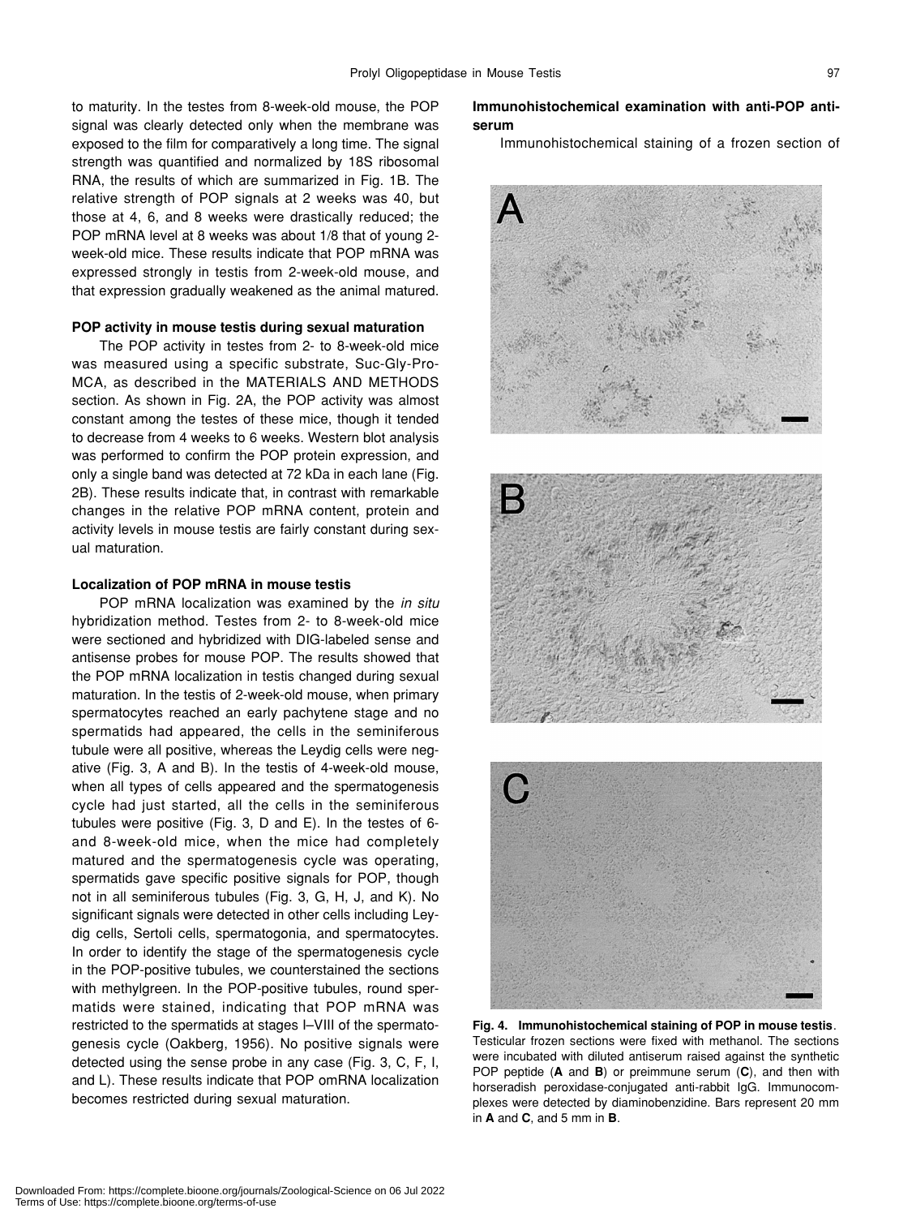to maturity. In the testes from 8-week-old mouse, the POP signal was clearly detected only when the membrane was exposed to the film for comparatively a long time. The signal strength was quantified and normalized by 18S ribosomal RNA, the results of which are summarized in Fig. 1B. The relative strength of POP signals at 2 weeks was 40, but those at 4, 6, and 8 weeks were drastically reduced; the POP mRNA level at 8 weeks was about 1/8 that of young 2-week-old mice. These results indicate that POP mRNA was expressed strongly in testis from 2-week-old mouse, and that expression gradually weakened as the animal matured.

### POP activity in mouse testis during sexual maturation

The POP activity in testes from 2- to 8-week-old mice was measured using a specific substrate, Suc-Gly-Pro-MCA, as described in the MATERIALS AND METHODS section. As shown in Fig. 2A, the POP activity was almost constant among the testes of these mice, though it tended to decrease from 4 weeks to 6 weeks. Western blot analysis was performed to confirm the POP protein expression, and only a single band was detected at 72 kDa in each lane (Fig. 2B). These results indicate that, in contrast with remarkable changes in the relative POP mRNA content, protein and activity levels in mouse testis are fairly constant during sexual maturation.

### Localization of POP mRNA in mouse testis

POP mRNA localization was examined by the *in situ* hybridization method. Testes from 2- to 8-week-old mice were sectioned and hybridized with DIG-labeled sense and antisense probes for mouse POP. The results showed that the POP mRNA localization in testis changed during sexual maturation. In the testis of 2-week-old mouse, when primary spermatocytes reached an early pachytene stage and no spermatids had appeared, the cells in the seminiferous tubule were all positive, whereas the Leydig cells were negative (Fig. 3, A and B). In the testis of 4-week-old mouse, when all types of cells appeared and the spermatogenesis cycle had just started, all the cells in the seminiferous tubules were positive (Fig. 3, D and E). In the testes of 6- and 8-week-old mice, when the mice had completely matured and the spermatogenesis cycle was operating, spermatids gave specific positive signals for POP, though not in all seminiferous tubules (Fig. 3, G, H, J, and K). No significant signals were detected in other cells including Leydig cells, Sertoli cells, spermatogonia, and spermatocytes. In order to identify the stage of the spermatogenesis cycle in the POP-positive tubules, we counterstained the sections with methylgreen. In the POP-positive tubules, round spermatids were stained, indicating that POP mRNA was restricted to the spermatids at stages I–VIII of the spermatogenesis cycle (Oakberg, 1956). No positive signals were detected using the sense probe in any case (Fig. 3, C, F, I, and L). These results indicate that POP omRNA localization becomes restricted during sexual maturation.

### Immunohistochemical examination with anti-POP antiserum

Immunohistochemical staining of a frozen section of

**Fig. 4. Immunohistochemical staining of POP in mouse testis**. Testicular frozen sections were fixed with methanol. The sections were incubated with diluted antiserum raised against the synthetic POP peptide (**A** and **B**) or preimmune serum (**C**), and then with horseradish peroxidase-conjugated anti-rabbit IgG. Immunocomplexes were detected by diaminobenzidine. Bars represent 20 mm in **A** and **C**, and 5 mm in **B**.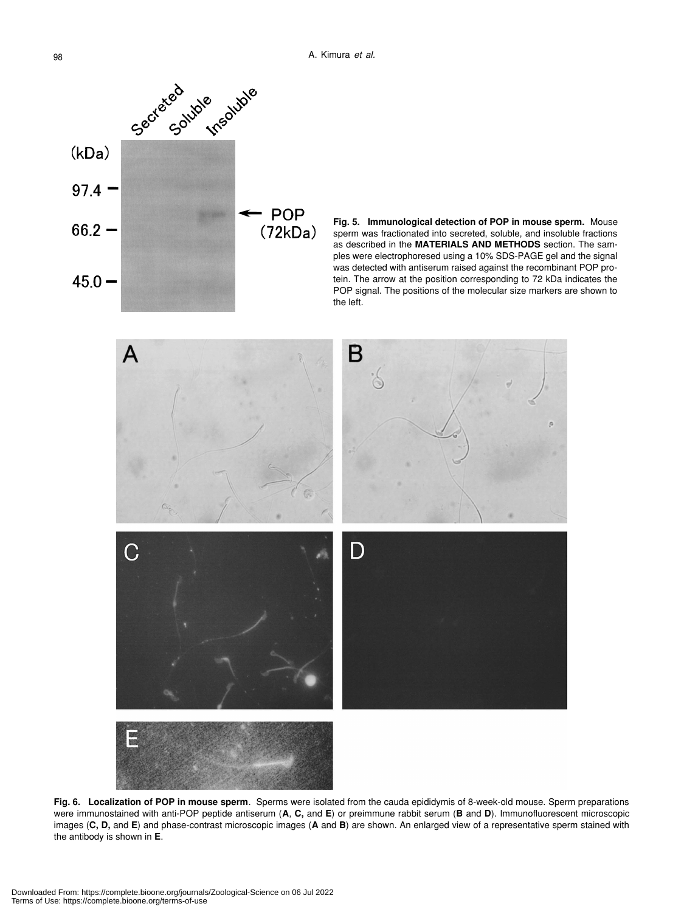**Fig. 5. Immunological detection of POP in mouse sperm.** Mouse sperm was fractionated into secreted, soluble, and insoluble fractions as described in the **MATERIALS AND METHODS** section. The samples were electrophoresed using a 10% SDS-PAGE gel and the signal was detected with antiserum raised against the recombinant POP protein. The arrow at the position corresponding to 72 kDa indicates the POP signal. The positions of the molecular size markers are shown to the left.

**Fig. 6. Localization of POP in mouse sperm**. Sperms were isolated from the cauda epididymis of 8-week-old mouse. Sperm preparations were immunostained with anti-POP peptide antiserum (**A**, **C,** and **E**) or preimmune rabbit serum (**B** and **D**). Immunofluorescent microscopic images (**C, D,** and **E**) and phase-contrast microscopic images (**A** and **B**) are shown. An enlarged view of a representative sperm stained with the antibody is shown in **E**.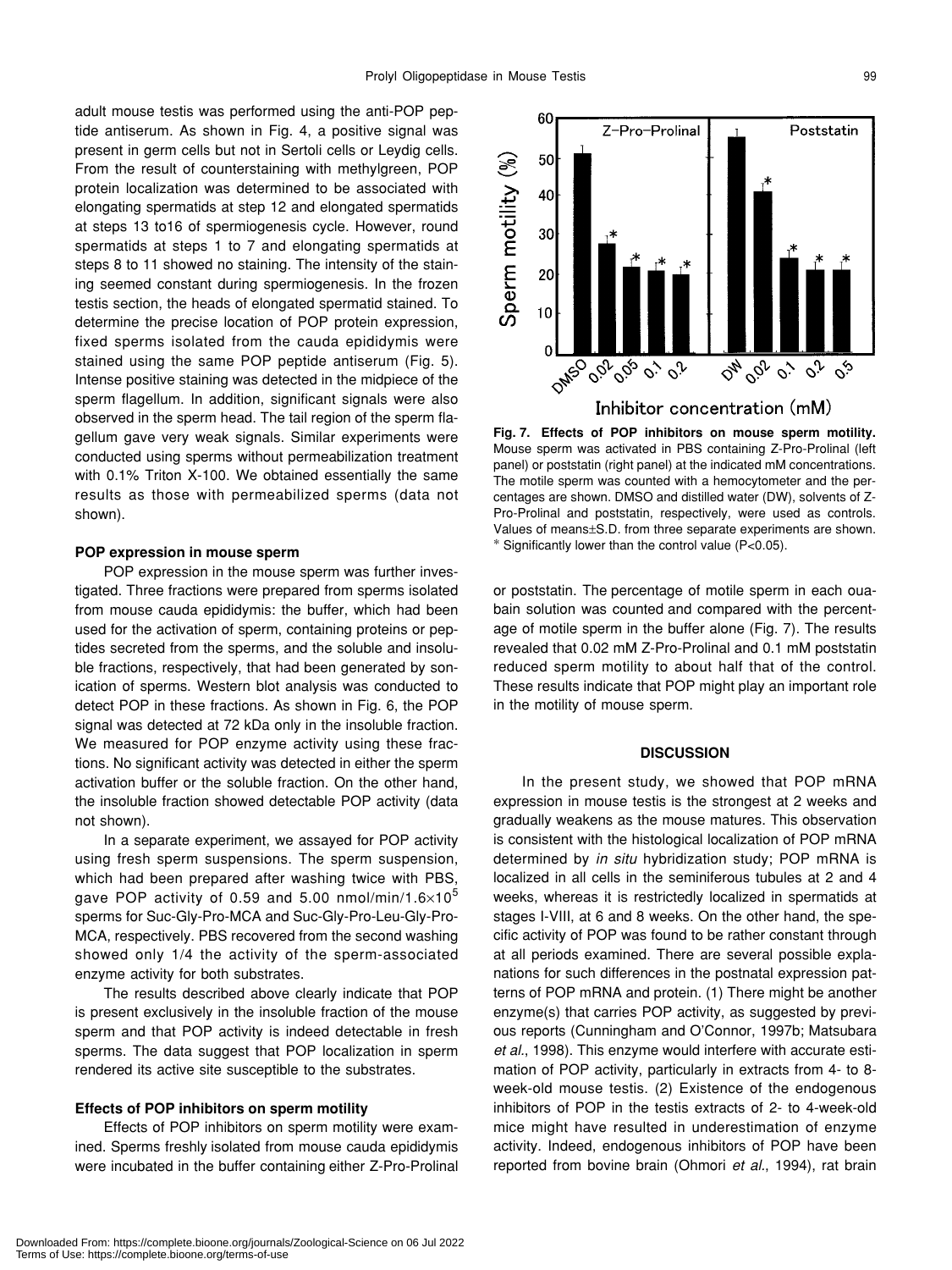adult mouse testis was performed using the anti-POP peptide antiserum. As shown in Fig. 4, a positive signal was present in germ cells but not in Sertoli cells or Leydig cells. From the result of counterstaining with methylgreen, POP protein localization was determined to be associated with elongating spermatids at step 12 and elongated spermatids at steps 13 to16 of spermiogenesis cycle. However, round spermatids at steps 1 to 7 and elongating spermatids at steps 8 to 11 showed no staining. The intensity of the staining seemed constant during spermiogenesis. In the frozen testis section, the heads of elongated spermatid stained. To determine the precise location of POP protein expression, fixed sperms isolated from the cauda epididymis were stained using the same POP peptide antiserum (Fig. 5). Intense positive staining was detected in the midpiece of the sperm flagellum. In addition, significant signals were also observed in the sperm head. The tail region of the sperm flagellum gave very weak signals. Similar experiments were conducted using sperms without permeabilization treatment with 0.1% Triton X-100. We obtained essentially the same results as those with permeabilized sperms (data not shown).

### POP expression in mouse sperm

POP expression in the mouse sperm was further investigated. Three fractions were prepared from sperms isolated from mouse cauda epididymis: the buffer, which had been used for the activation of sperm, containing proteins or peptides secreted from the sperms, and the soluble and insoluble fractions, respectively, that had been generated by sonication of sperms. Western blot analysis was conducted to detect POP in these fractions. As shown in Fig. 6, the POP signal was detected at 72 kDa only in the insoluble fraction. We measured for POP enzyme activity using these fractions. No significant activity was detected in either the sperm activation buffer or the soluble fraction. On the other hand, the insoluble fraction showed detectable POP activity (data not shown).

In a separate experiment, we assayed for POP activity using fresh sperm suspensions. The sperm suspension, which had been prepared after washing twice with PBS, gave POP activity of 0.59 and 5.00 nmol/min/$1.6\times10^5$ sperms for Suc-Gly-Pro-MCA and Suc-Gly-Pro-Leu-Gly-Pro-MCA, respectively. PBS recovered from the second washing showed only 1/4 the activity of the sperm-associated enzyme activity for both substrates.

The results described above clearly indicate that POP is present exclusively in the insoluble fraction of the mouse sperm and that POP activity is indeed detectable in fresh sperms. The data suggest that POP localization in sperm rendered its active site susceptible to the substrates.

### Effects of POP inhibitors on sperm motility

Effects of POP inhibitors on sperm motility were examined. Sperms freshly isolated from mouse cauda epididymis were incubated in the buffer containing either Z-Pro-Prolinal or poststatin. The percentage of motile sperm in each ouabain solution was counted and compared with the percentage of motile sperm in the buffer alone (Fig. 7). The results revealed that 0.02 mM Z-Pro-Prolinal and 0.1 mM poststatin reduced sperm motility to about half that of the control. These results indicate that POP might play an important role in the motility of mouse sperm.

**Fig. 7. Effects of POP inhibitors on mouse sperm motility.** Mouse sperm was activated in PBS containing Z-Pro-Prolinal (left panel) or poststatin (right panel) at the indicated mM concentrations. The motile sperm was counted with a hemocytometer and the percentages are shown. DMSO and distilled water (DW), solvents of Z-Pro-Prolinal and poststatin, respectively, were used as controls. Values of means±S.D. from three separate experiments are shown. * Significantly lower than the control value ($P<0.05$).

## DISCUSSION

In the present study, we showed that POP mRNA expression in mouse testis is the strongest at 2 weeks and gradually weakens as the mouse matures. This observation is consistent with the histological localization of POP mRNA determined by *in situ* hybridization study; POP mRNA is localized in all cells in the seminiferous tubules at 2 and 4 weeks, whereas it is restrictedly localized in spermatids at stages I-VIII, at 6 and 8 weeks. On the other hand, the specific activity of POP was found to be rather constant through at all periods examined. There are several possible explanations for such differences in the postnatal expression patterns of POP mRNA and protein. (1) There might be another enzyme(s) that carries POP activity, as suggested by previous reports (Cunningham and O'Connor, 1997b; Matsubara *et al*., 1998). This enzyme would interfere with accurate estimation of POP activity, particularly in extracts from 4- to 8-week-old mouse testis. (2) Existence of the endogenous inhibitors of POP in the testis extracts of 2- to 4-week-old mice might have resulted in underestimation of enzyme activity. Indeed, endogenous inhibitors of POP have been reported from bovine brain (Ohmori *et al*., 1994), rat brain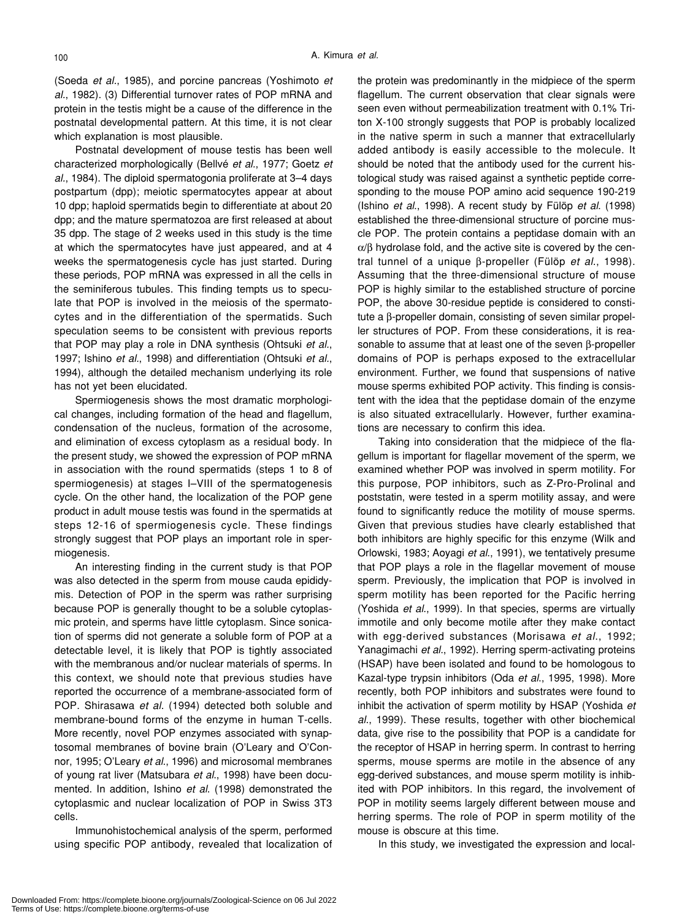(Soeda *et al*., 1985), and porcine pancreas (Yoshimoto *et al*., 1982). (3) Differential turnover rates of POP mRNA and protein in the testis might be a cause of the difference in the postnatal developmental pattern. At this time, it is not clear which explanation is most plausible.

Postnatal development of mouse testis has been well characterized morphologically (Bellvé *et al*., 1977; Goetz *et al*., 1984). The diploid spermatogonia proliferate at 3–4 days postpartum (dpp); meiotic spermatocytes appear at about 10 dpp; haploid spermatids begin to differentiate at about 20 dpp; and the mature spermatozoa are first released at about 35 dpp. The stage of 2 weeks used in this study is the time at which the spermatocytes have just appeared, and at 4 weeks the spermatogenesis cycle has just started. During these periods, POP mRNA was expressed in all the cells in the seminiferous tubules. This finding tempts us to speculate that POP is involved in the meiosis of the spermatocytes and in the differentiation of the spermatids. Such speculation seems to be consistent with previous reports that POP may play a role in DNA synthesis (Ohtsuki *et al*., 1997; Ishino *et al*., 1998) and differentiation (Ohtsuki *et al*., 1994), although the detailed mechanism underlying its role has not yet been elucidated.

Spermiogenesis shows the most dramatic morphological changes, including formation of the head and flagellum, condensation of the nucleus, formation of the acrosome, and elimination of excess cytoplasm as a residual body. In the present study, we showed the expression of POP mRNA in association with the round spermatids (steps 1 to 8 of spermiogenesis) at stages I–VIII of the spermatogenesis cycle. On the other hand, the localization of the POP gene product in adult mouse testis was found in the spermatids at steps 12-16 of spermiogenesis cycle. These findings strongly suggest that POP plays an important role in spermiogenesis.

An interesting finding in the current study is that POP was also detected in the sperm from mouse cauda epididymis. Detection of POP in the sperm was rather surprising because POP is generally thought to be a soluble cytoplasmic protein, and sperms have little cytoplasm. Since sonication of sperms did not generate a soluble form of POP at a detectable level, it is likely that POP is tightly associated with the membranous and/or nuclear materials of sperms. In this context, we should note that previous studies have reported the occurrence of a membrane-associated form of POP. Shirasawa *et al*. (1994) detected both soluble and membrane-bound forms of the enzyme in human T-cells. More recently, novel POP enzymes associated with synaptosomal membranes of bovine brain (O'Leary and O'Connor, 1995; O'Leary *et al*., 1996) and microsomal membranes of young rat liver (Matsubara *et al*., 1998) have been documented. In addition, Ishino *et al*. (1998) demonstrated the cytoplasmic and nuclear localization of POP in Swiss 3T3 cells.

Immunohistochemical analysis of the sperm, performed using specific POP antibody, revealed that localization of the protein was predominantly in the midpiece of the sperm flagellum. The current observation that clear signals were seen even without permeabilization treatment with 0.1% Triton X-100 strongly suggests that POP is probably localized in the native sperm in such a manner that extracellularly added antibody is easily accessible to the molecule. It should be noted that the antibody used for the current histological study was raised against a synthetic peptide corresponding to the mouse POP amino acid sequence 190-219 (Ishino *et al*., 1998). A recent study by Fülöp *et al*. (1998) established the three-dimensional structure of porcine muscle POP. The protein contains a peptidase domain with an $\alpha/\beta$ hydrolase fold, and the active site is covered by the central tunnel of a unique $\beta$-propeller (Fülöp *et al*., 1998). Assuming that the three-dimensional structure of mouse POP is highly similar to the established structure of porcine POP, the above 30-residue peptide is considered to constitute a $\beta$-propeller domain, consisting of seven similar propeller structures of POP. From these considerations, it is reasonable to assume that at least one of the seven $\beta$-propeller domains of POP is perhaps exposed to the extracellular environment. Further, we found that suspensions of native mouse sperms exhibited POP activity. This finding is consistent with the idea that the peptidase domain of the enzyme is also situated extracellularly. However, further examinations are necessary to confirm this idea.

Taking into consideration that the midpiece of the flagellum is important for flagellar movement of the sperm, we examined whether POP was involved in sperm motility. For this purpose, POP inhibitors, such as Z-Pro-Prolinal and poststatin, were tested in a sperm motility assay, and were found to significantly reduce the motility of mouse sperms. Given that previous studies have clearly established that both inhibitors are highly specific for this enzyme (Wilk and Orlowski, 1983; Aoyagi *et al*., 1991), we tentatively presume that POP plays a role in the flagellar movement of mouse sperm. Previously, the implication that POP is involved in sperm motility has been reported for the Pacific herring (Yoshida *et al*., 1999). In that species, sperms are virtually immotile and only become motile after they make contact with egg-derived substances (Morisawa *et al*., 1992; Yanagimachi *et al*., 1992). Herring sperm-activating proteins (HSAP) have been isolated and found to be homologous to Kazal-type trypsin inhibitors (Oda *et al*., 1995, 1998). More recently, both POP inhibitors and substrates were found to inhibit the activation of sperm motility by HSAP (Yoshida *et al*., 1999). These results, together with other biochemical data, give rise to the possibility that POP is a candidate for the receptor of HSAP in herring sperm. In contrast to herring sperms, mouse sperms are motile in the absence of any egg-derived substances, and mouse sperm motility is inhibited with POP inhibitors. In this regard, the involvement of POP in motility seems largely different between mouse and herring sperms. The role of POP in sperm motility of the mouse is obscure at this time.

In this study, we investigated the expression and local-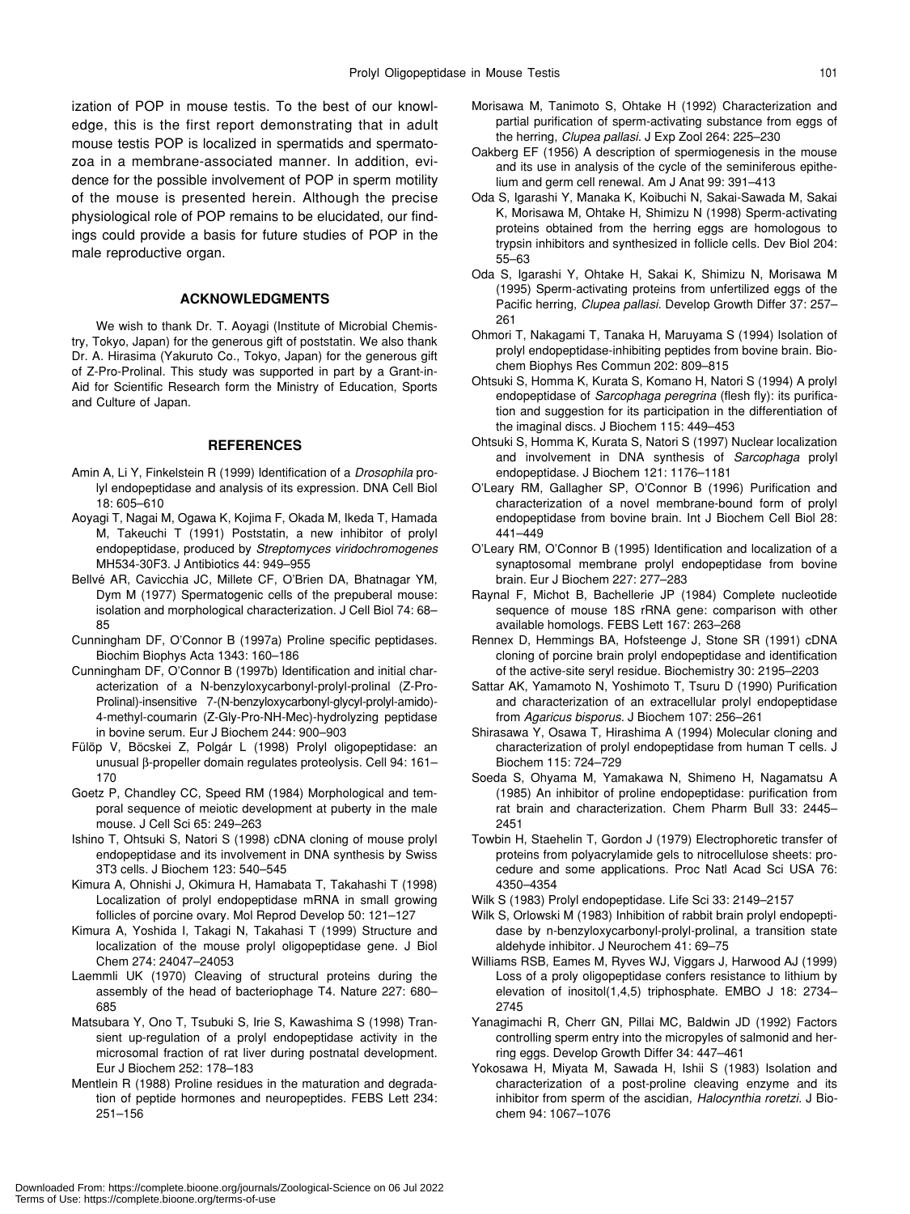ization of POP in mouse testis. To the best of our knowledge, this is the first report demonstrating that in adult mouse testis POP is localized in spermatids and spermatozoa in a membrane-associated manner. In addition, evidence for the possible involvement of POP in sperm motility of the mouse is presented herein. Although the precise physiological role of POP remains to be elucidated, our findings could provide a basis for future studies of POP in the male reproductive organ.

## ACKNOWLEDGMENTS

We wish to thank Dr. T. Aoyagi (Institute of Microbial Chemistry, Tokyo, Japan) for the generous gift of poststatin. We also thank Dr. A. Hirasima (Yakuruto Co., Tokyo, Japan) for the generous gift of Z-Pro-Prolinal. This study was supported in part by a Grant-in-Aid for Scientific Research form the Ministry of Education, Sports and Culture of Japan.

## REFERENCES

Amin A, Li Y, Finkelstein R (1999) Identification of a *Drosophila* prolyl endopeptidase and analysis of its expression. DNA Cell Biol 18: 605–610

Aoyagi T, Nagai M, Ogawa K, Kojima F, Okada M, Ikeda T, Hamada M, Takeuchi T (1991) Poststatin, a new inhibitor of prolyl endopeptidase, produced by *Streptomyces viridochromogenes* MH534-30F3. J Antibiotics 44: 949–955

Bellvé AR, Cavicchia JC, Millete CF, O'Brien DA, Bhatnagar YM, Dym M (1977) Spermatogenic cells of the prepuberal mouse: isolation and morphological characterization. J Cell Biol 74: 68–85

Cunningham DF, O'Connor B (1997a) Proline specific peptidases. Biochim Biophys Acta 1343: 160–186

Cunningham DF, O'Connor B (1997b) Identification and initial characterization of a N-benzyloxycarbonyl-prolyl-prolinal (Z-Pro-Prolinal)-insensitive 7-(N-benzyloxycarbonyl-glycyl-prolyl-amido)-4-methyl-coumarin (Z-Gly-Pro-NH-Mec)-hydrolyzing peptidase in bovine serum. Eur J Biochem 244: 900–903

Fülöp V, Böcskei Z, Polgár L (1998) Prolyl oligopeptidase: an unusual β-propeller domain regulates proteolysis. Cell 94: 161–170

Goetz P, Chandley CC, Speed RM (1984) Morphological and temporal sequence of meiotic development at puberty in the male mouse. J Cell Sci 65: 249–263

Ishino T, Ohtsuki S, Natori S (1998) cDNA cloning of mouse prolyl endopeptidase and its involvement in DNA synthesis by Swiss 3T3 cells. J Biochem 123: 540–545

Kimura A, Ohnishi J, Okimura H, Hamabata T, Takahashi T (1998) Localization of prolyl endopeptidase mRNA in small growing follicles of porcine ovary. Mol Reprod Develop 50: 121–127

Kimura A, Yoshida I, Takagi N, Takahasi T (1999) Structure and localization of the mouse prolyl oligopeptidase gene. J Biol Chem 274: 24047–24053

Laemmli UK (1970) Cleaving of structural proteins during the assembly of the head of bacteriophage T4. Nature 227: 680–685

Matsubara Y, Ono T, Tsubuki S, Irie S, Kawashima S (1998) Transient up-regulation of a prolyl endopeptidase activity in the microsomal fraction of rat liver during postnatal development. Eur J Biochem 252: 178–183

Mentlein R (1988) Proline residues in the maturation and degradation of peptide hormones and neuropeptides. FEBS Lett 234: 251–156

Morisawa M, Tanimoto S, Ohtake H (1992) Characterization and partial purification of sperm-activating substance from eggs of the herring, *Clupea pallasi*. J Exp Zool 264: 225–230

Oakberg EF (1956) A description of spermiogenesis in the mouse and its use in analysis of the cycle of the seminiferous epithelium and germ cell renewal. Am J Anat 99: 391–413

Oda S, Igarashi Y, Manaka K, Koibuchi N, Sakai-Sawada M, Sakai K, Morisawa M, Ohtake H, Shimizu N (1998) Sperm-activating proteins obtained from the herring eggs are homologous to trypsin inhibitors and synthesized in follicle cells. Dev Biol 204: 55–63

Oda S, Igarashi Y, Ohtake H, Sakai K, Shimizu N, Morisawa M (1995) Sperm-activating proteins from unfertilized eggs of the Pacific herring, *Clupea pallasi*. Develop Growth Differ 37: 257–261

Ohmori T, Nakagami T, Tanaka H, Maruyama S (1994) Isolation of prolyl endopeptidase-inhibiting peptides from bovine brain. Biochem Biophys Res Commun 202: 809–815

Ohtsuki S, Homma K, Kurata S, Komano H, Natori S (1994) A prolyl endopeptidase of *Sarcophaga peregrina* (flesh fly): its purification and suggestion for its participation in the differentiation of the imaginal discs. J Biochem 115: 449–453

Ohtsuki S, Homma K, Kurata S, Natori S (1997) Nuclear localization and involvement in DNA synthesis of *Sarcophaga* prolyl endopeptidase. J Biochem 121: 1176–1181

O'Leary RM, Gallagher SP, O'Connor B (1996) Purification and characterization of a novel membrane-bound form of prolyl endopeptidase from bovine brain. Int J Biochem Cell Biol 28: 441–449

O'Leary RM, O'Connor B (1995) Identification and localization of a synaptosomal membrane prolyl endopeptidase from bovine brain. Eur J Biochem 227: 277–283

Raynal F, Michot B, Bachellerie JP (1984) Complete nucleotide sequence of mouse 18S rRNA gene: comparison with other available homologs. FEBS Lett 167: 263–268

Rennex D, Hemmings BA, Hofsteenge J, Stone SR (1991) cDNA cloning of porcine brain prolyl endopeptidase and identification of the active-site seryl residue. Biochemistry 30: 2195–2203

Sattar AK, Yamamoto N, Yoshimoto T, Tsuru D (1990) Purification and characterization of an extracellular prolyl endopeptidase from *Agaricus bisporus*. J Biochem 107: 256–261

Shirasawa Y, Osawa T, Hirashima A (1994) Molecular cloning and characterization of prolyl endopeptidase from human T cells. J Biochem 115: 724–729

Soeda S, Ohyama M, Yamakawa N, Shimeno H, Nagamatsu A (1985) An inhibitor of proline endopeptidase: purification from rat brain and characterization. Chem Pharm Bull 33: 2445–2451

Towbin H, Staehelin T, Gordon J (1979) Electrophoretic transfer of proteins from polyacrylamide gels to nitrocellulose sheets: procedure and some applications. Proc Natl Acad Sci USA 76: 4350–4354

Wilk S (1983) Prolyl endopeptidase. Life Sci 33: 2149–2157

Wilk S, Orlowski M (1983) Inhibition of rabbit brain prolyl endopeptidase by n-benzyloxycarbonyl-prolyl-prolinal, a transition state aldehyde inhibitor. J Neurochem 41: 69–75

Williams RSB, Eames M, Ryves WJ, Viggars J, Harwood AJ (1999) Loss of a proly oligopeptidase confers resistance to lithium by elevation of inositol(1,4,5) triphosphate. EMBO J 18: 2734–2745

Yanagimachi R, Cherr GN, Pillai MC, Baldwin JD (1992) Factors controlling sperm entry into the micropyles of salmonid and herring eggs. Develop Growth Differ 34: 447–461

Yokosawa H, Miyata M, Sawada H, Ishii S (1983) Isolation and characterization of a post-proline cleaving enzyme and its inhibitor from sperm of the ascidian, *Halocynthia roretzi.* J Biochem 94: 1067–1076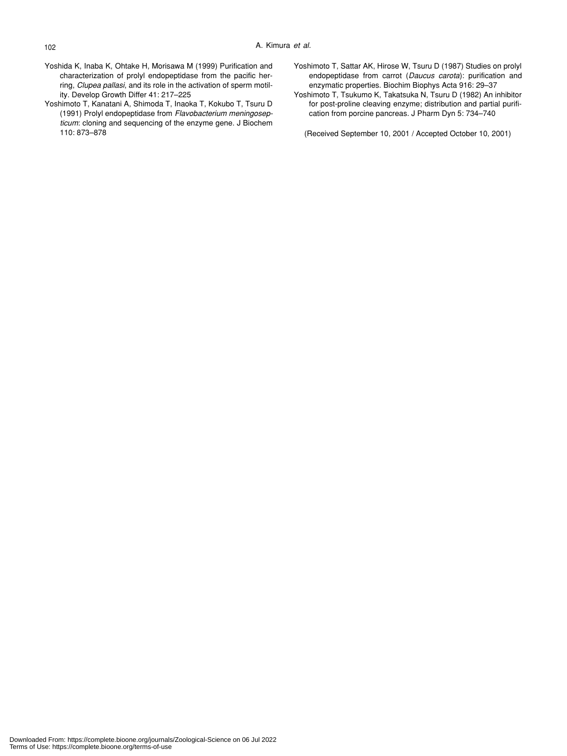Yoshida K, Inaba K, Ohtake H, Morisawa M (1999) Purification and characterization of prolyl endopeptidase from the pacific herring, *Clupea pallasi*, and its role in the activation of sperm motility. Develop Growth Differ 41: 217–225

Yoshimoto T, Kanatani A, Shimoda T, Inaoka T, Kokubo T, Tsuru D (1991) Prolyl endopeptidase from *Flavobacterium meningosepticum*: cloning and sequencing of the enzyme gene. J Biochem 110: 873–878

Yoshimoto T, Sattar AK, Hirose W, Tsuru D (1987) Studies on prolyl endopeptidase from carrot (*Daucus carota*): purification and enzymatic properties. Biochim Biophys Acta 916: 29–37

Yoshimoto T, Tsukumo K, Takatsuka N, Tsuru D (1982) An inhibitor for post-proline cleaving enzyme; distribution and partial purification from porcine pancreas. J Pharm Dyn 5: 734–740

(Received September 10, 2001 / Accepted October 10, 2001)